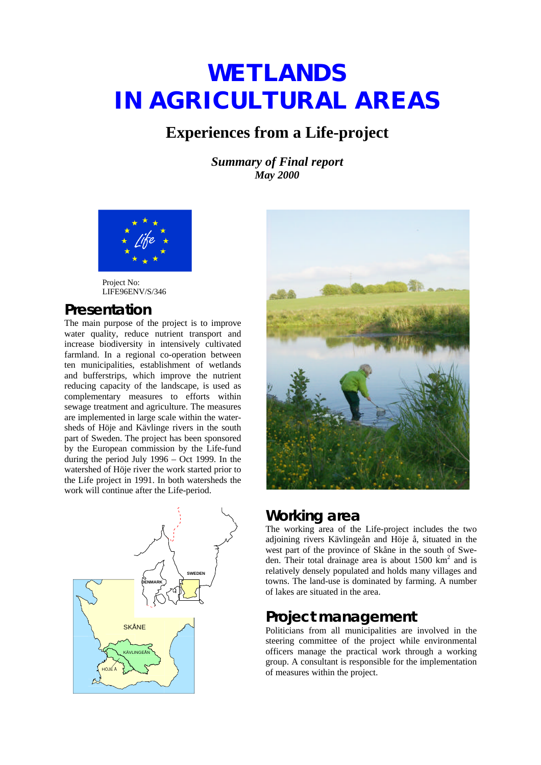# WETLANDS IN AGRICULTURAL AREAS

## Experiences from a Life-project

*Summary of Final report*
*May 2000*

Project No:
LIFE96ENV/S/346

## Presentation

The main purpose of the project is to improve water quality, reduce nutrient transport and increase biodiversity in intensively cultivated farmland. In a regional co-operation between ten municipalities, establishment of wetlands and bufferstrips, which improve the nutrient reducing capacity of the landscape, is used as complementary measures to efforts within sewage treatment and agriculture. The measures are implemented in large scale within the water-sheds of Höje and Kävlinge rivers in the south part of Sweden. The project has been sponsored by the European commission by the Life-fund during the period July 1996 – Oct 1999. In the watershed of Höje river the work started prior to the Life project in 1991. In both watersheds the work will continue after the Life-period.

## Working area

The working area of the Life-project includes the two adjoining rivers Kävlingeån and Höje å, situated in the west part of the province of Skåne in the south of Swe-den. Their total drainage area is about 1500 km$^2$ and is relatively densely populated and holds many villages and towns. The land-use is dominated by farming. A number of lakes are situated in the area.

## Project management

Politicians from all municipalities are involved in the steering committee of the project while environmental officers manage the practical work through a working group. A consultant is responsible for the implementation of measures within the project.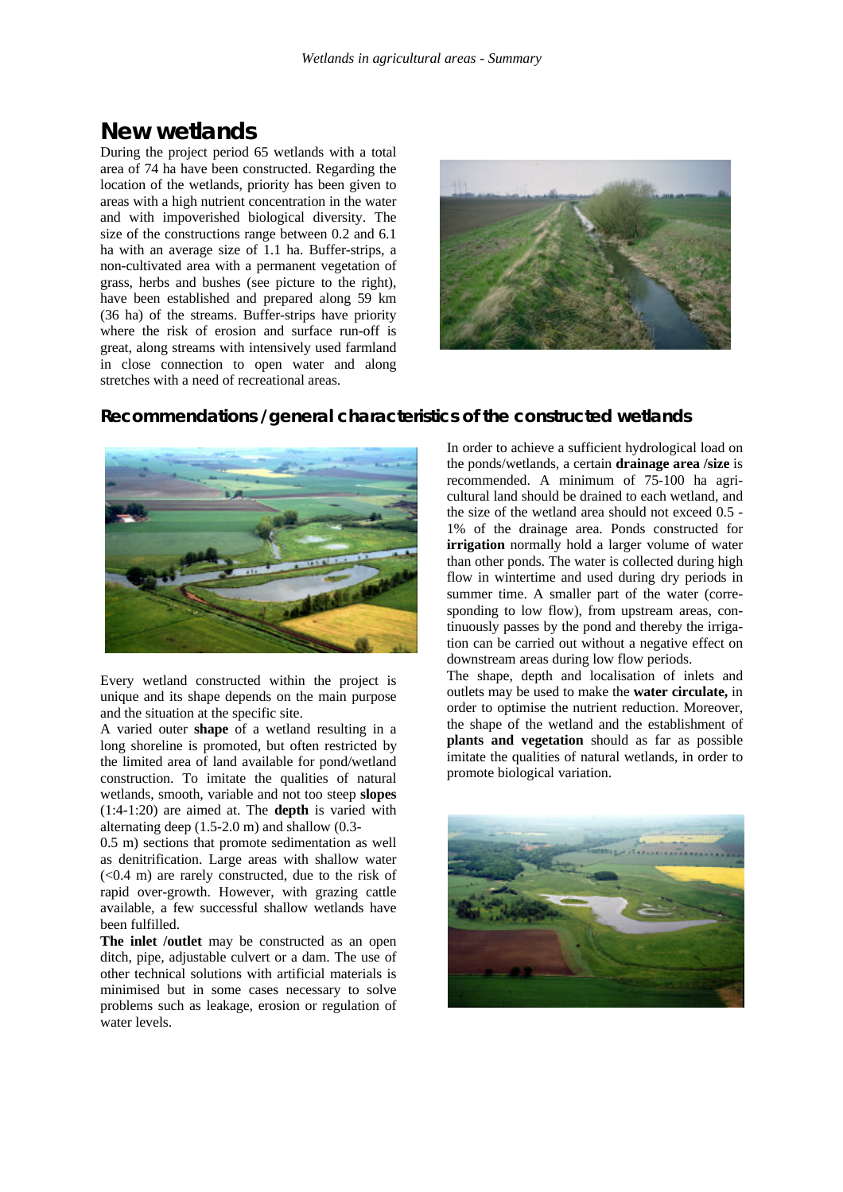## New wetlands

During the project period 65 wetlands with a total area of 74 ha have been constructed. Regarding the location of the wetlands, priority has been given to areas with a high nutrient concentration in the water and with impoverished biological diversity. The size of the constructions range between 0.2 and 6.1 ha with an average size of 1.1 ha. Buffer-strips, a non-cultivated area with a permanent vegetation of grass, herbs and bushes (see picture to the right), have been established and prepared along 59 km (36 ha) of the streams. Buffer-strips have priority where the risk of erosion and surface run-off is great, along streams with intensively used farmland in close connection to open water and along stretches with a need of recreational areas.

### Recommendations /general characteristics of the constructed wetlands

Every wetland constructed within the project is unique and its shape depends on the main purpose and the situation at the specific site.

A varied outer **shape** of a wetland resulting in a long shoreline is promoted, but often restricted by the limited area of land available for pond/wetland construction. To imitate the qualities of natural wetlands, smooth, variable and not too steep **slopes** (1:4-1:20) are aimed at. The **depth** is varied with alternating deep (1.5-2.0 m) and shallow (0.3-0.5 m) sections that promote sedimentation as well as denitrification. Large areas with shallow water (<0.4 m) are rarely constructed, due to the risk of rapid over-growth. However, with grazing cattle available, a few successful shallow wetlands have been fulfilled.

**The inlet /outlet** may be constructed as an open ditch, pipe, adjustable culvert or a dam. The use of other technical solutions with artificial materials is minimised but in some cases necessary to solve problems such as leakage, erosion or regulation of water levels.

In order to achieve a sufficient hydrological load on the ponds/wetlands, a certain **drainage area /size** is recommended. A minimum of 75-100 ha agricultural land should be drained to each wetland, and the size of the wetland area should not exceed 0.5 - 1% of the drainage area. Ponds constructed for **irrigation** normally hold a larger volume of water than other ponds. The water is collected during high flow in wintertime and used during dry periods in summer time. A smaller part of the water (corresponding to low flow), from upstream areas, continuously passes by the pond and thereby the irrigation can be carried out without a negative effect on downstream areas during low flow periods.

The shape, depth and localisation of inlets and outlets may be used to make the **water circulate,** in order to optimise the nutrient reduction. Moreover, the shape of the wetland and the establishment of **plants and vegetation** should as far as possible imitate the qualities of natural wetlands, in order to promote biological variation.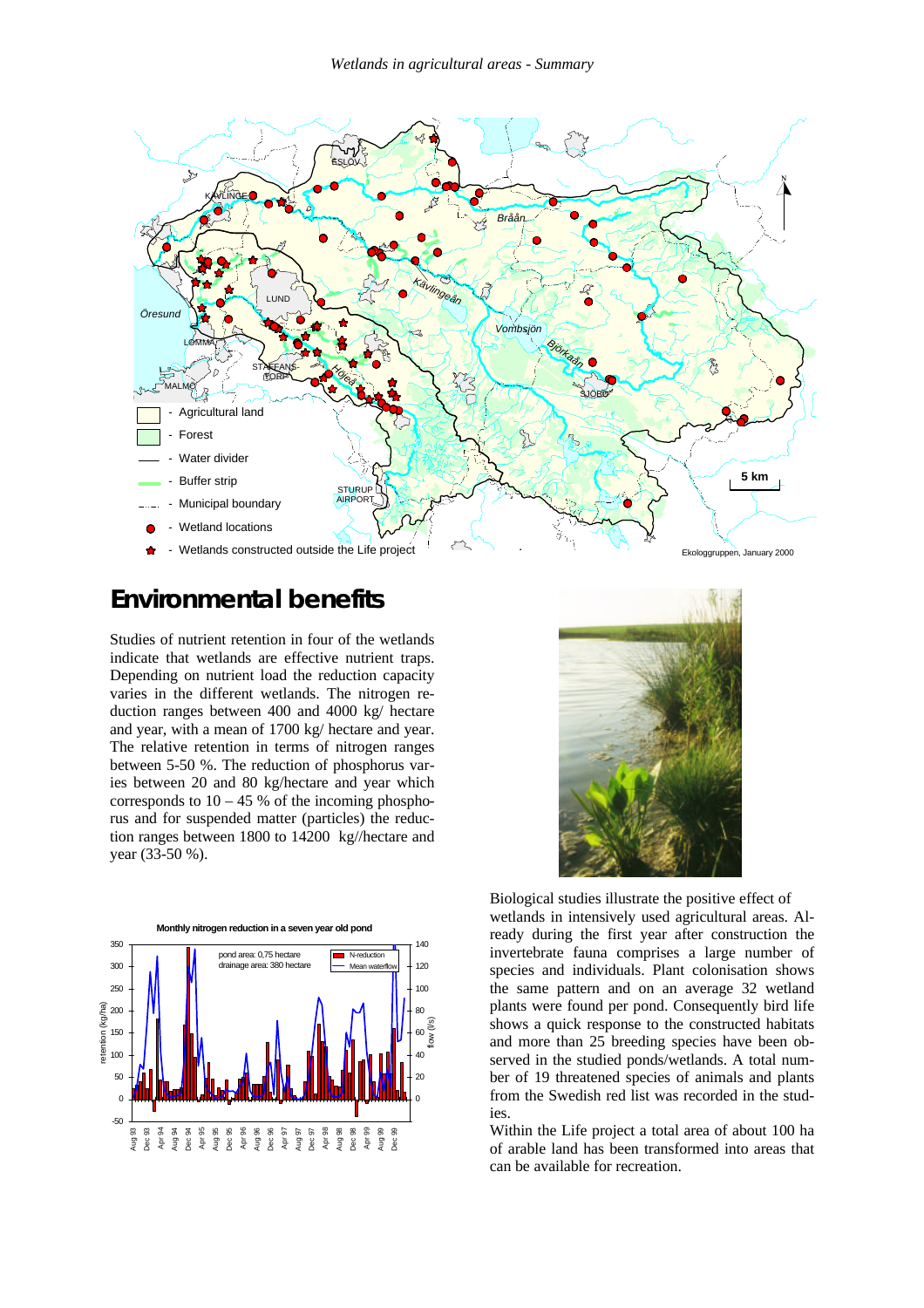## Environmental benefits

Studies of nutrient retention in four of the wetlands indicate that wetlands are effective nutrient traps. Depending on nutrient load the reduction capacity varies in the different wetlands. The nitrogen reduction ranges between 400 and 4000 kg/ hectare and year, with a mean of 1700 kg/ hectare and year. The relative retention in terms of nitrogen ranges between 5-50 %. The reduction of phosphorus varies between 20 and 80 kg/hectare and year which corresponds to 10 – 45 % of the incoming phosphorus and for suspended matter (particles) the reduction ranges between 1800 to 14200 kg//hectare and year (33-50 %).

Biological studies illustrate the positive effect of wetlands in intensively used agricultural areas. Already during the first year after construction the invertebrate fauna comprises a large number of species and individuals. Plant colonisation shows the same pattern and on an average 32 wetland plants were found per pond. Consequently bird life shows a quick response to the constructed habitats and more than 25 breeding species have been observed in the studied ponds/wetlands. A total number of 19 threatened species of animals and plants from the Swedish red list was recorded in the studies.

Within the Life project a total area of about 100 ha of arable land has been transformed into areas that can be available for recreation.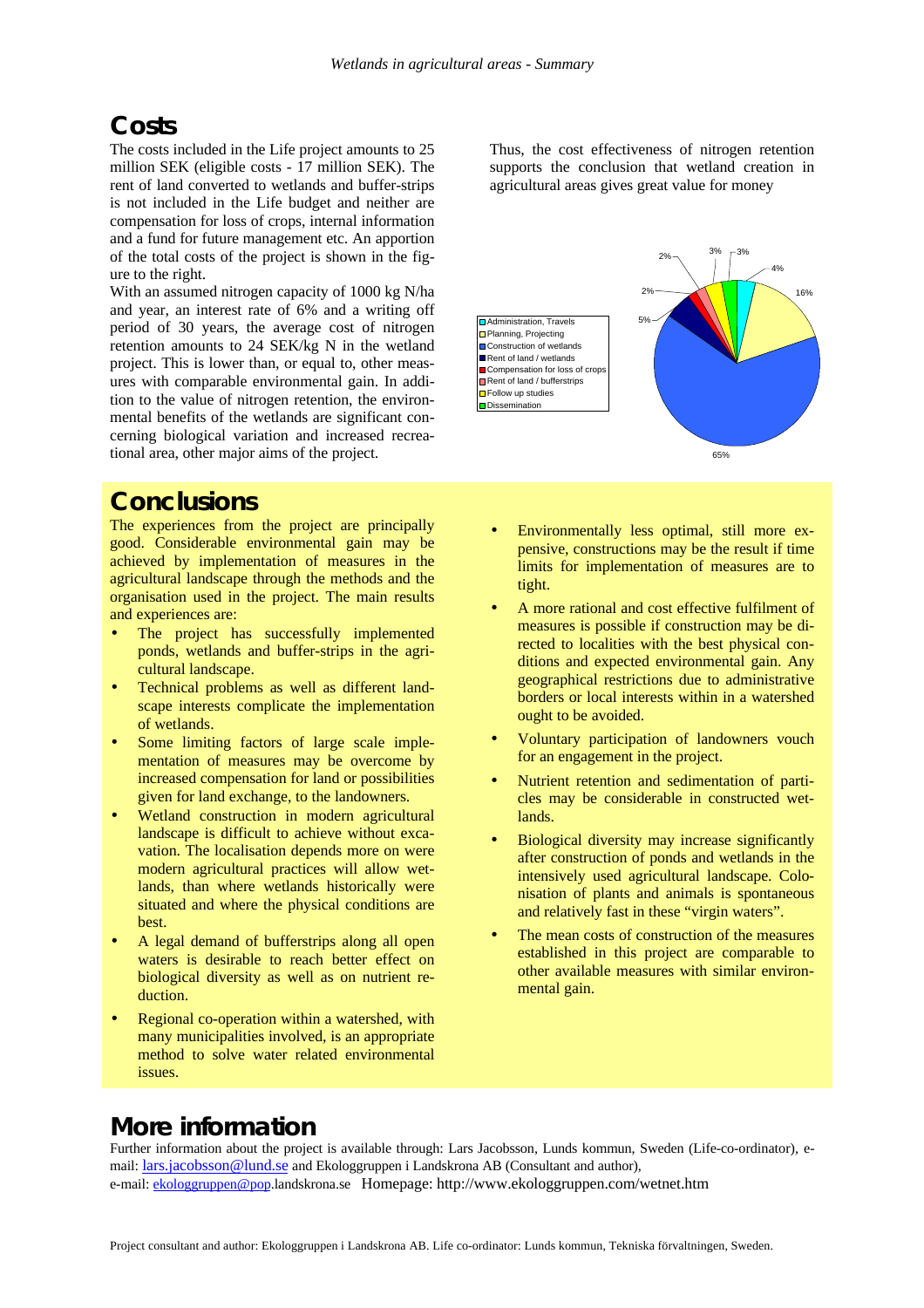## Costs

The costs included in the Life project amounts to 25 million SEK (eligible costs - 17 million SEK). The rent of land converted to wetlands and buffer-strips is not included in the Life budget and neither are compensation for loss of crops, internal information and a fund for future management etc. An apportion of the total costs of the project is shown in the figure to the right.

With an assumed nitrogen capacity of 1000 kg N/ha and year, an interest rate of 6% and a writing off period of 30 years, the average cost of nitrogen retention amounts to 24 SEK/kg N in the wetland project. This is lower than, or equal to, other measures with comparable environmental gain. In addition to the value of nitrogen retention, the environmental benefits of the wetlands are significant concerning biological variation and increased recreational area, other major aims of the project.

Thus, the cost effectiveness of nitrogen retention supports the conclusion that wetland creation in agricultural areas gives great value for money

Administration, Travels
Planning, Projecting
Construction of wetlands
Rent of land / wetlands
Compensation for loss of crops
Rent of land / bufferstrips
Follow up studies
Dissemination

2%
3%
3%
4%
16%
2%
5%
65%

## Conclusions

The experiences from the project are principally good. Considerable environmental gain may be achieved by implementation of measures in the agricultural landscape through the methods and the organisation used in the project. The main results and experiences are:

- The project has successfully implemented ponds, wetlands and buffer-strips in the agricultural landscape.
- Technical problems as well as different landscape interests complicate the implementation of wetlands.
- Some limiting factors of large scale implementation of measures may be overcome by increased compensation for land or possibilities given for land exchange, to the landowners.
- Wetland construction in modern agricultural landscape is difficult to achieve without excavation. The localisation depends more on were modern agricultural practices will allow wetlands, than where wetlands historically were situated and where the physical conditions are best.
- A legal demand of bufferstrips along all open waters is desirable to reach better effect on biological diversity as well as on nutrient reduction.
- Regional co-operation within a watershed, with many municipalities involved, is an appropriate method to solve water related environmental issues.
- Environmentally less optimal, still more expensive, constructions may be the result if time limits for implementation of measures are to tight.
- A more rational and cost effective fulfilment of measures is possible if construction may be directed to localities with the best physical conditions and expected environmental gain. Any geographical restrictions due to administrative borders or local interests within in a watershed ought to be avoided.
- Voluntary participation of landowners vouch for an engagement in the project.
- Nutrient retention and sedimentation of particles may be considerable in constructed wetlands.
- Biological diversity may increase significantly after construction of ponds and wetlands in the intensively used agricultural landscape. Colonisation of plants and animals is spontaneous and relatively fast in these "virgin waters".
- The mean costs of construction of the measures established in this project are comparable to other available measures with similar environmental gain.

## More information

Further information about the project is available through: Lars Jacobsson, Lunds kommun, Sweden (Life-co-ordinator), e-mail: lars.jacobsson@lund.se and Ekologgruppen i Landskrona AB (Consultant and author), e-mail: ekologgruppen@pop.landskrona.se Homepage: http://www.ekologgruppen.com/wetnet.htm

Project consultant and author: Ekologgruppen i Landskrona AB. Life co-ordinator: Lunds kommun, Tekniska förvaltningen, Sweden.